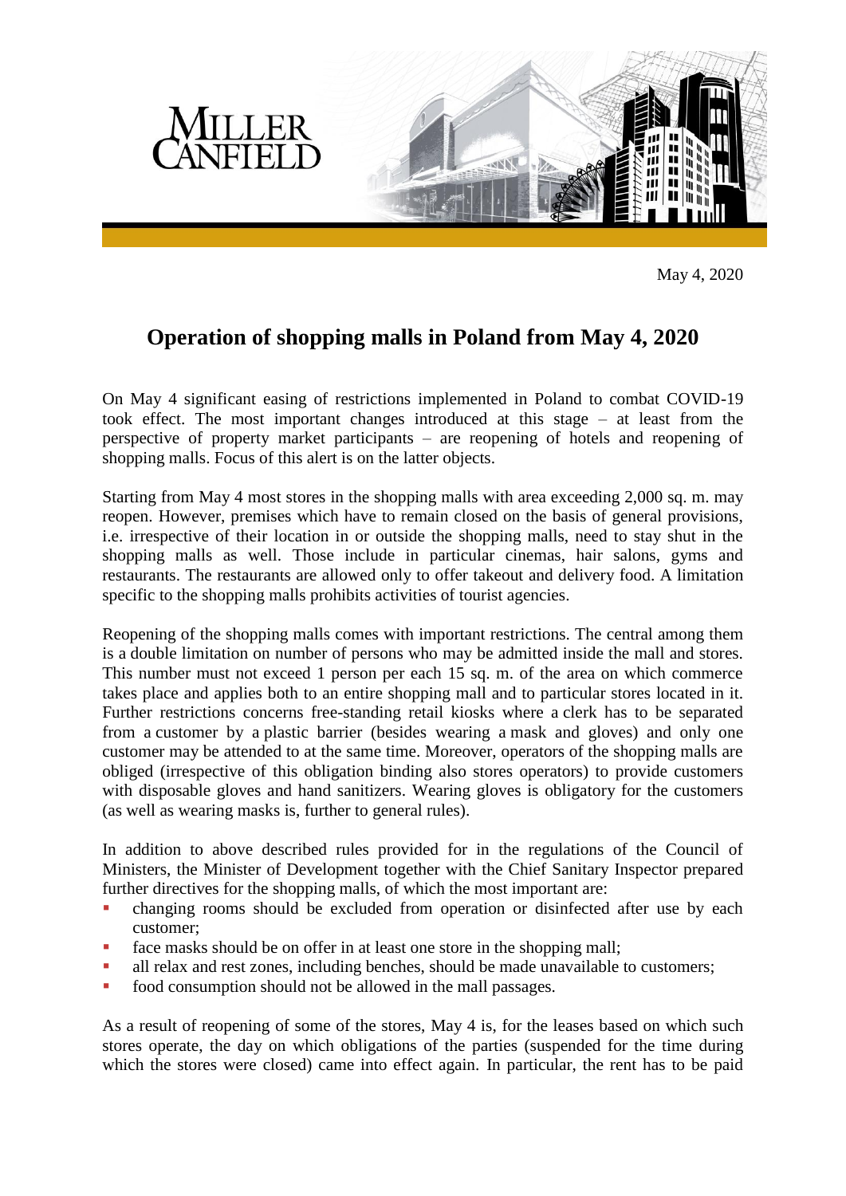May 4, 2020

# Operation of shopping malls in Poland from May 4, 2020

On May 4 significant easing of restrictions implemented in Poland to combat COVID-19 took effect. The most important changes introduced at this stage – at least from the perspective of property market participants – are reopening of hotels and reopening of shopping malls. Focus of this alert is on the latter objects.

Starting from May 4 most stores in the shopping malls with area exceeding 2,000 sq. m. may reopen. However, premises which have to remain closed on the basis of general provisions, i.e. irrespective of their location in or outside the shopping malls, need to stay shut in the shopping malls as well. Those include in particular cinemas, hair salons, gyms and restaurants. The restaurants are allowed only to offer takeout and delivery food. A limitation specific to the shopping malls prohibits activities of tourist agencies.

Reopening of the shopping malls comes with important restrictions. The central among them is a double limitation on number of persons who may be admitted inside the mall and stores. This number must not exceed 1 person per each 15 sq. m. of the area on which commerce takes place and applies both to an entire shopping mall and to particular stores located in it. Further restrictions concerns free-standing retail kiosks where a clerk has to be separated from a customer by a plastic barrier (besides wearing a mask and gloves) and only one customer may be attended to at the same time. Moreover, operators of the shopping malls are obliged (irrespective of this obligation binding also stores operators) to provide customers with disposable gloves and hand sanitizers. Wearing gloves is obligatory for the customers (as well as wearing masks is, further to general rules).

In addition to above described rules provided for in the regulations of the Council of Ministers, the Minister of Development together with the Chief Sanitary Inspector prepared further directives for the shopping malls, of which the most important are:

- changing rooms should be excluded from operation or disinfected after use by each customer;
- face masks should be on offer in at least one store in the shopping mall;
- all relax and rest zones, including benches, should be made unavailable to customers;
- food consumption should not be allowed in the mall passages.

As a result of reopening of some of the stores, May 4 is, for the leases based on which such stores operate, the day on which obligations of the parties (suspended for the time during which the stores were closed) came into effect again. In particular, the rent has to be paid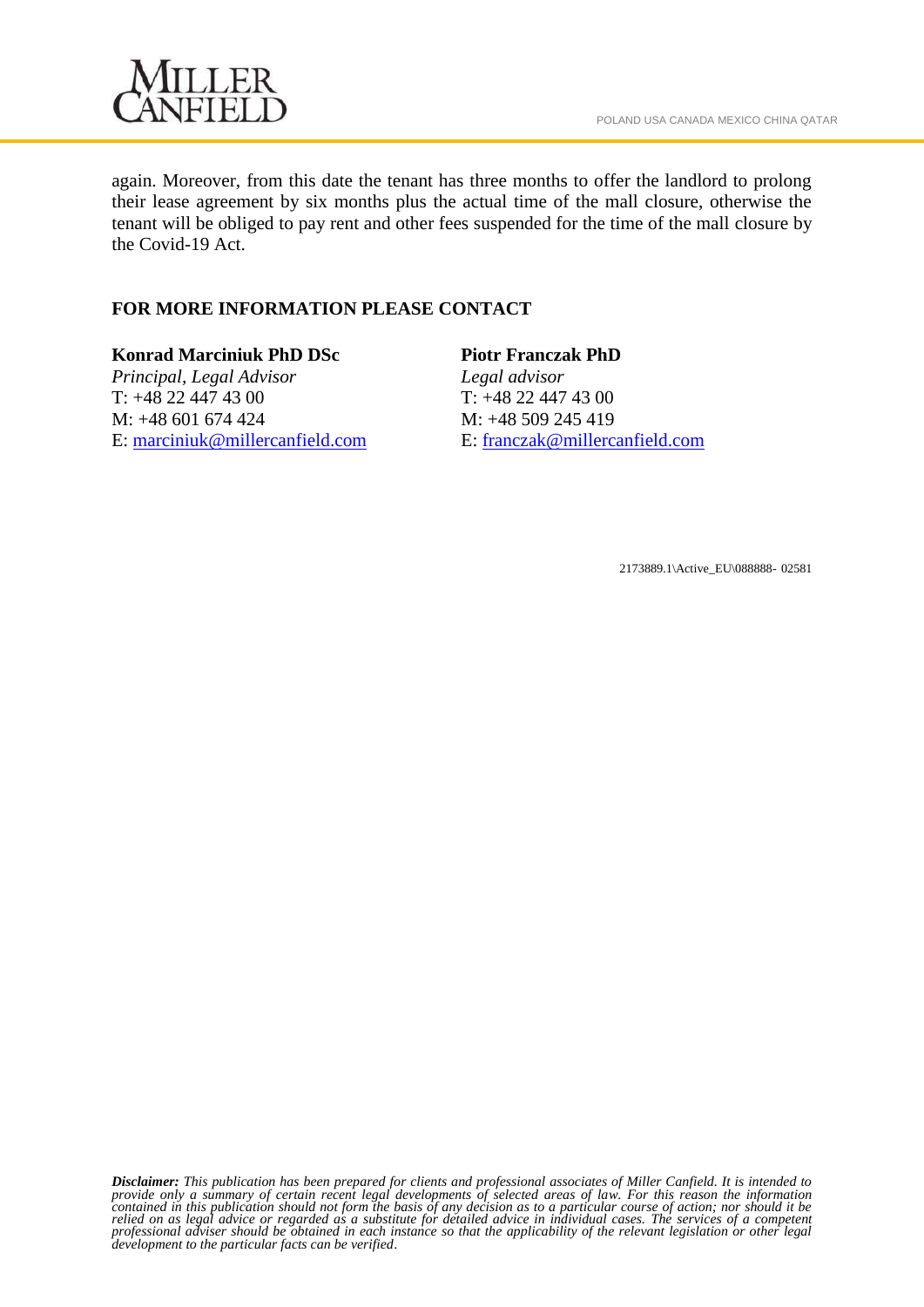again. Moreover, from this date the tenant has three months to offer the landlord to prolong their lease agreement by six months plus the actual time of the mall closure, otherwise the tenant will be obliged to pay rent and other fees suspended for the time of the mall closure by the Covid-19 Act.

**FOR MORE INFORMATION PLEASE CONTACT**

**Konrad Marciniuk PhD DSc**
*Principal, Legal Advisor*
T: +48 22 447 43 00
M: +48 601 674 424
E: marciniuk@millercanfield.com

**Piotr Franczak PhD**
*Legal advisor*
T: +48 22 447 43 00
M: +48 509 245 419
E: franczak@millercanfield.com

2173889.1\Active_EU\088888- 02581

***Disclaimer:*** *This publication has been prepared for clients and professional associates of Miller Canfield. It is intended to provide only a summary of certain recent legal developments of selected areas of law. For this reason the information contained in this publication should not form the basis of any decision as to a particular course of action; nor should it be relied on as legal advice or regarded as a substitute for detailed advice in individual cases. The services of a competent professional adviser should be obtained in each instance so that the applicability of the relevant legislation or other legal development to the particular facts can be verified.*